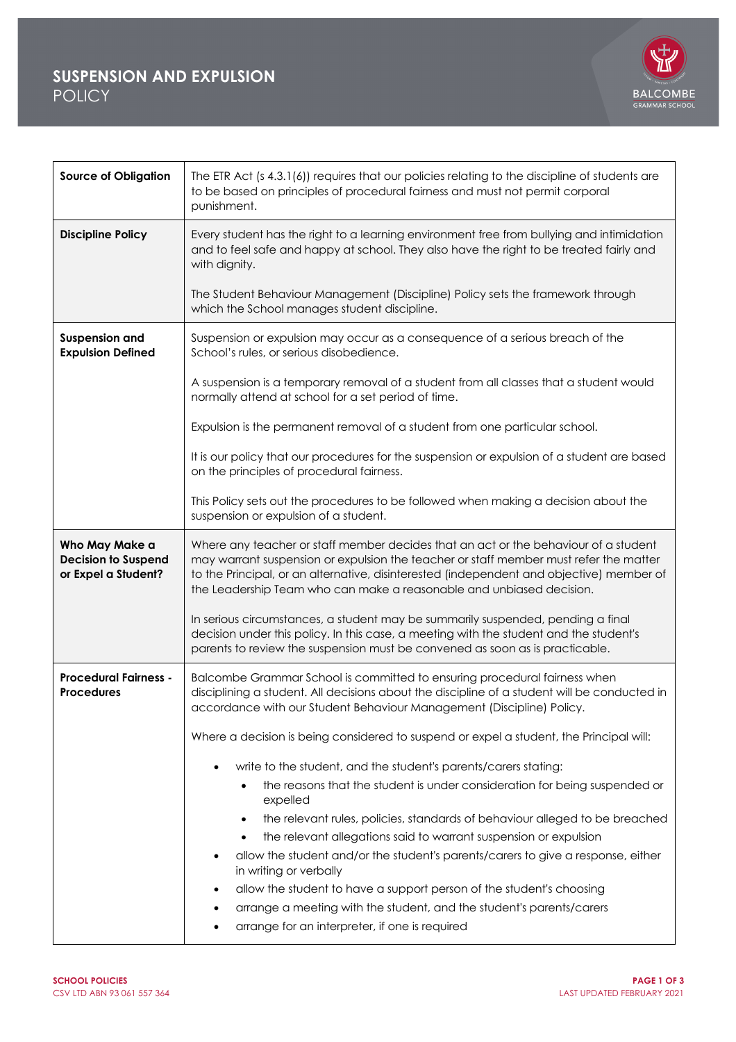# SUSPENSION AND EXPULSION POLICY

| | |
|---|---|
| **Source of Obligation** | The ETR Act (s 4.3.1(6)) requires that our policies relating to the discipline of students are to be based on principles of procedural fairness and must not permit corporal punishment. |
| **Discipline Policy** | Every student has the right to a learning environment free from bullying and intimidation and to feel safe and happy at school. They also have the right to be treated fairly and with dignity.<br><br>The Student Behaviour Management (Discipline) Policy sets the framework through which the School manages student discipline. |
| **Suspension and Expulsion Defined** | Suspension or expulsion may occur as a consequence of a serious breach of the School's rules, or serious disobedience.<br><br>A suspension is a temporary removal of a student from all classes that a student would normally attend at school for a set period of time.<br><br>Expulsion is the permanent removal of a student from one particular school.<br><br>It is our policy that our procedures for the suspension or expulsion of a student are based on the principles of procedural fairness.<br><br>This Policy sets out the procedures to be followed when making a decision about the suspension or expulsion of a student. |
| **Who May Make a Decision to Suspend or Expel a Student?** | Where any teacher or staff member decides that an act or the behaviour of a student may warrant suspension or expulsion the teacher or staff member must refer the matter to the Principal, or an alternative, disinterested (independent and objective) member of the Leadership Team who can make a reasonable and unbiased decision.<br><br>In serious circumstances, a student may be summarily suspended, pending a final decision under this policy. In this case, a meeting with the student and the student's parents to review the suspension must be convened as soon as is practicable. |
| **Procedural Fairness - Procedures** | Balcombe Grammar School is committed to ensuring procedural fairness when disciplining a student. All decisions about the discipline of a student will be conducted in accordance with our Student Behaviour Management (Discipline) Policy.<br><br>Where a decision is being considered to suspend or expel a student, the Principal will:<br><br>• write to the student, and the student's parents/carers stating:<br>&nbsp;&nbsp;&nbsp;&nbsp;◦ the reasons that the student is under consideration for being suspended or expelled<br>&nbsp;&nbsp;&nbsp;&nbsp;◦ the relevant rules, policies, standards of behaviour alleged to be breached<br>&nbsp;&nbsp;&nbsp;&nbsp;◦ the relevant allegations said to warrant suspension or expulsion<br>• allow the student and/or the student's parents/carers to give a response, either in writing or verbally<br>• allow the student to have a support person of the student's choosing<br>• arrange a meeting with the student, and the student's parents/carers<br>• arrange for an interpreter, if one is required |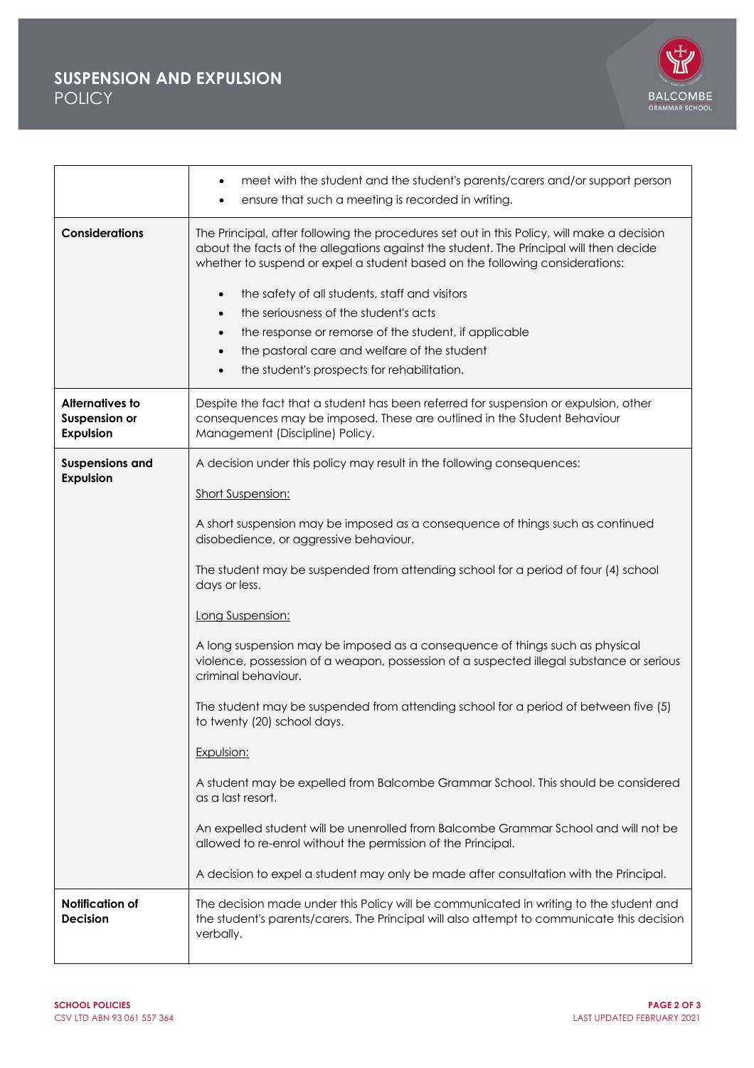| | |
|---|---|
| | • meet with the student and the student's parents/carers and/or support person<br>• ensure that such a meeting is recorded in writing. |
| **Considerations** | The Principal, after following the procedures set out in this Policy, will make a decision about the facts of the allegations against the student. The Principal will then decide whether to suspend or expel a student based on the following considerations:<br><br>• the safety of all students, staff and visitors<br>• the seriousness of the student's acts<br>• the response or remorse of the student, if applicable<br>• the pastoral care and welfare of the student<br>• the student's prospects for rehabilitation. |
| **Alternatives to Suspension or Expulsion** | Despite the fact that a student has been referred for suspension or expulsion, other consequences may be imposed. These are outlined in the Student Behaviour Management (Discipline) Policy. |
| **Suspensions and Expulsion** | A decision under this policy may result in the following consequences:<br><br><u>Short Suspension:</u><br><br>A short suspension may be imposed as a consequence of things such as continued disobedience, or aggressive behaviour.<br><br>The student may be suspended from attending school for a period of four (4) school days or less.<br><br><u>Long Suspension:</u><br><br>A long suspension may be imposed as a consequence of things such as physical violence, possession of a weapon, possession of a suspected illegal substance or serious criminal behaviour.<br><br>The student may be suspended from attending school for a period of between five (5) to twenty (20) school days.<br><br><u>Expulsion:</u><br><br>A student may be expelled from Balcombe Grammar School. This should be considered as a last resort.<br><br>An expelled student will be unenrolled from Balcombe Grammar School and will not be allowed to re-enrol without the permission of the Principal.<br><br>A decision to expel a student may only be made after consultation with the Principal. |
| **Notification of Decision** | The decision made under this Policy will be communicated in writing to the student and the student's parents/carers. The Principal will also attempt to communicate this decision verbally. |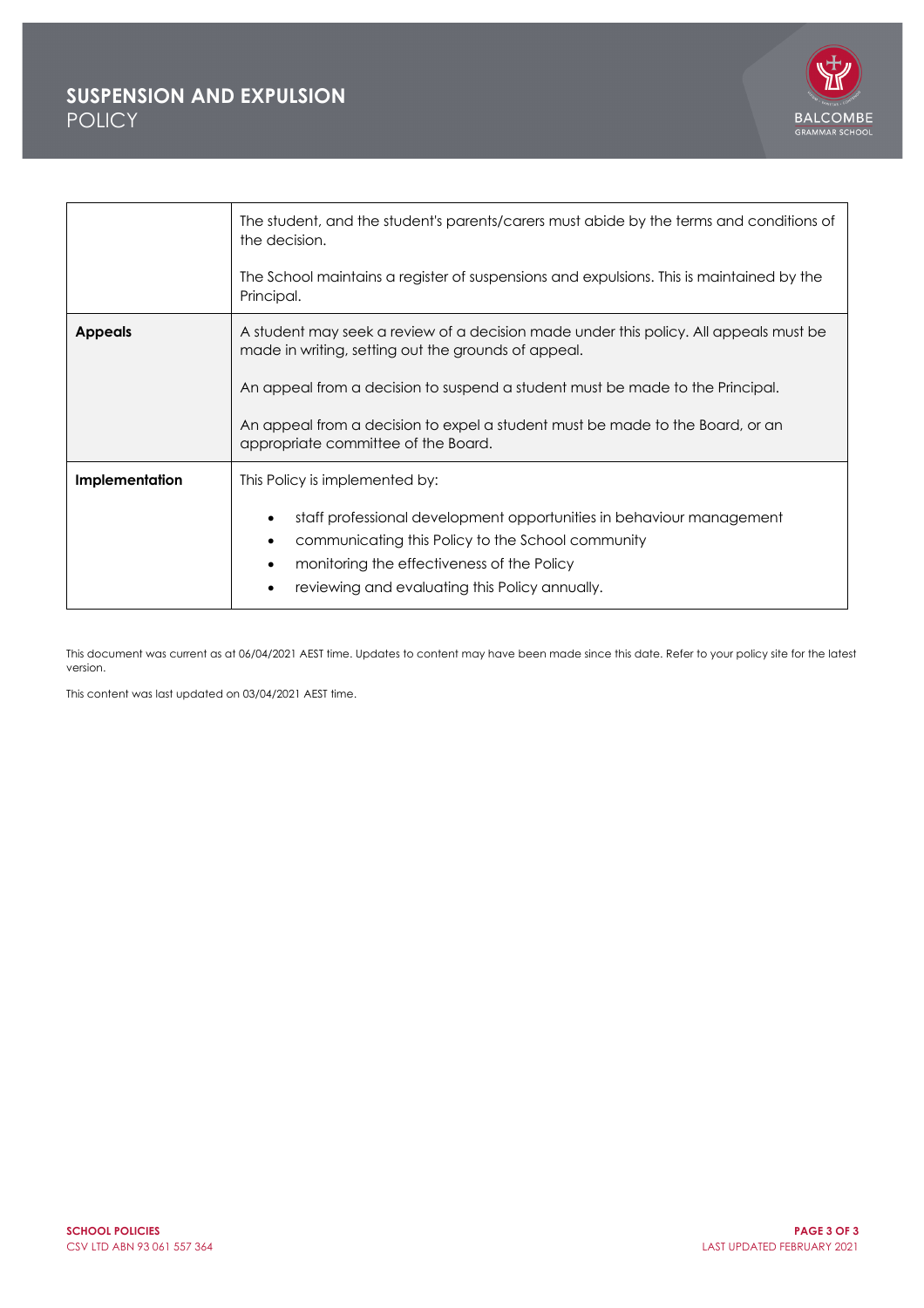| | |
|---|---|
| | The student, and the student's parents/carers must abide by the terms and conditions of the decision.<br><br>The School maintains a register of suspensions and expulsions. This is maintained by the Principal. |
| **Appeals** | A student may seek a review of a decision made under this policy. All appeals must be made in writing, setting out the grounds of appeal.<br><br>An appeal from a decision to suspend a student must be made to the Principal.<br><br>An appeal from a decision to expel a student must be made to the Board, or an appropriate committee of the Board. |
| **Implementation** | This Policy is implemented by:<br><br>• staff professional development opportunities in behaviour management<br>• communicating this Policy to the School community<br>• monitoring the effectiveness of the Policy<br>• reviewing and evaluating this Policy annually. |

This document was current as at 06/04/2021 AEST time. Updates to content may have been made since this date. Refer to your policy site for the latest version.

This content was last updated on 03/04/2021 AEST time.